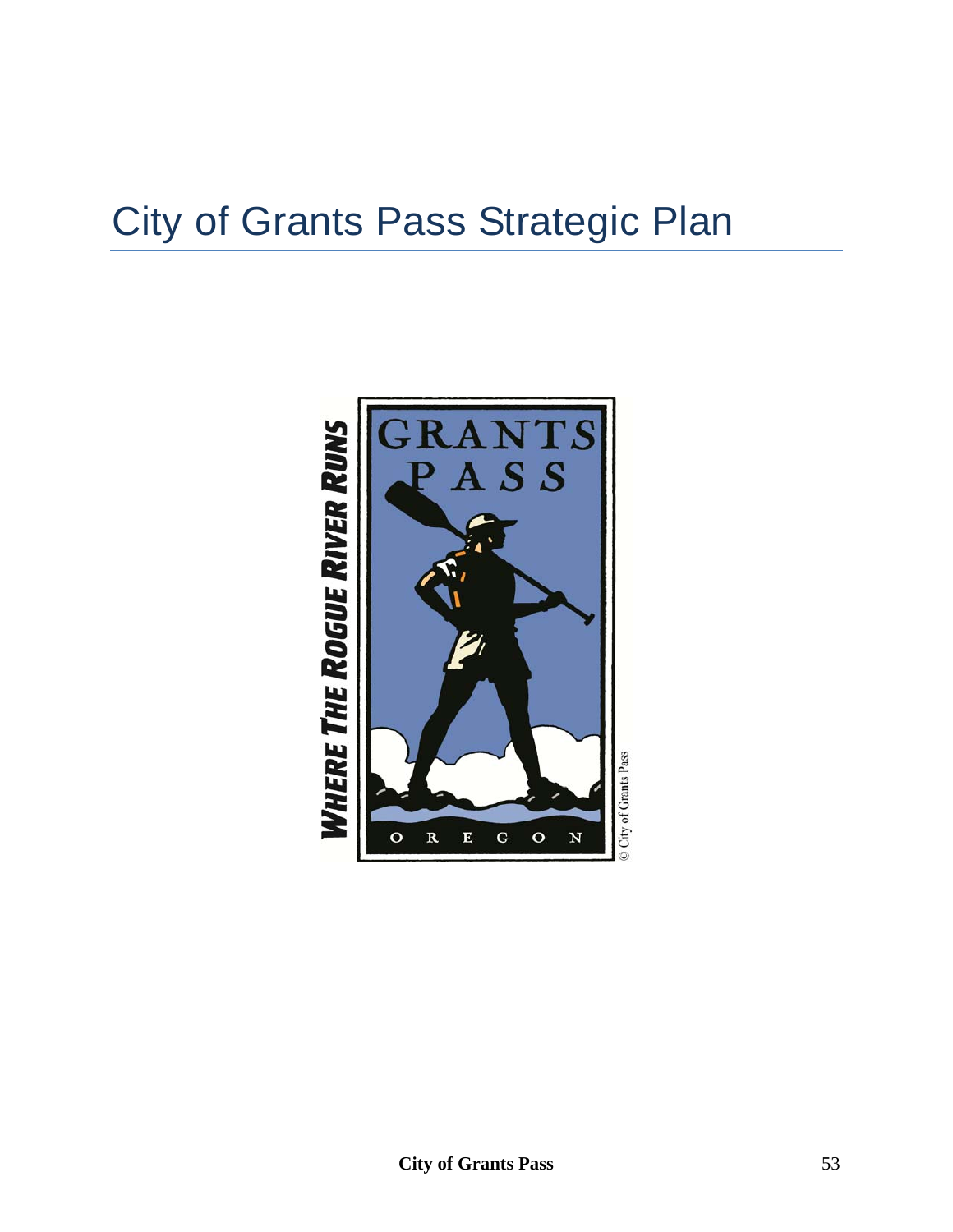# City of Grants Pass Strategic Plan

WHERE THE ROGUE RIVER RUNS

GRANTS PASS

OREGON

© City of Grants Pass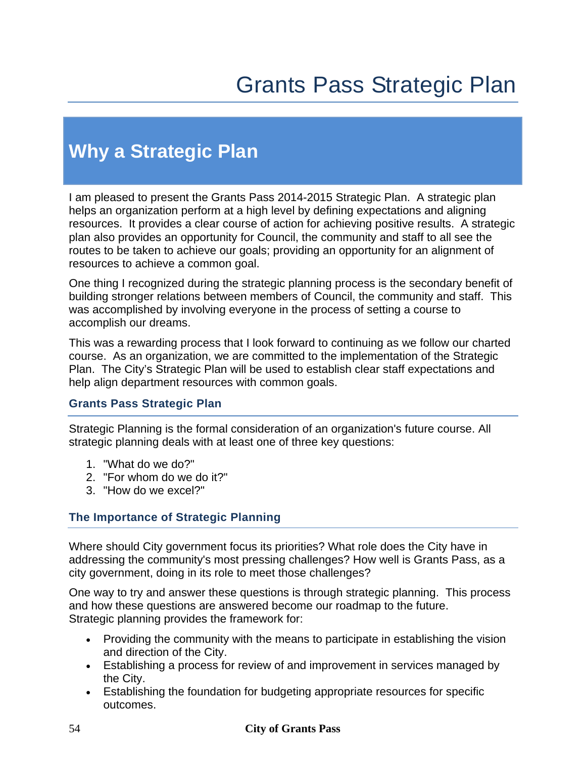# Grants Pass Strategic Plan

## Why a Strategic Plan

I am pleased to present the Grants Pass 2014-2015 Strategic Plan. A strategic plan helps an organization perform at a high level by defining expectations and aligning resources. It provides a clear course of action for achieving positive results. A strategic plan also provides an opportunity for Council, the community and staff to all see the routes to be taken to achieve our goals; providing an opportunity for an alignment of resources to achieve a common goal.

One thing I recognized during the strategic planning process is the secondary benefit of building stronger relations between members of Council, the community and staff. This was accomplished by involving everyone in the process of setting a course to accomplish our dreams.

This was a rewarding process that I look forward to continuing as we follow our charted course. As an organization, we are committed to the implementation of the Strategic Plan. The City's Strategic Plan will be used to establish clear staff expectations and help align department resources with common goals.

### Grants Pass Strategic Plan

Strategic Planning is the formal consideration of an organization's future course. All strategic planning deals with at least one of three key questions:

1. "What do we do?"
2. "For whom do we do it?"
3. "How do we excel?"

### The Importance of Strategic Planning

Where should City government focus its priorities? What role does the City have in addressing the community's most pressing challenges? How well is Grants Pass, as a city government, doing in its role to meet those challenges?

One way to try and answer these questions is through strategic planning. This process and how these questions are answered become our roadmap to the future. Strategic planning provides the framework for:

- Providing the community with the means to participate in establishing the vision and direction of the City.
- Establishing a process for review of and improvement in services managed by the City.
- Establishing the foundation for budgeting appropriate resources for specific outcomes.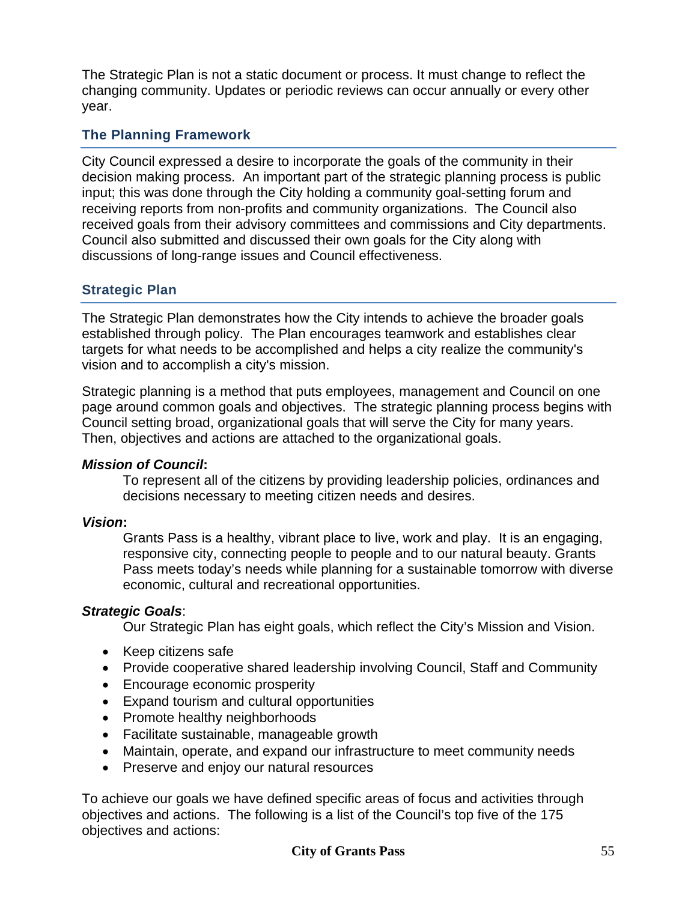The Strategic Plan is not a static document or process. It must change to reflect the changing community. Updates or periodic reviews can occur annually or every other year.

## The Planning Framework

City Council expressed a desire to incorporate the goals of the community in their decision making process. An important part of the strategic planning process is public input; this was done through the City holding a community goal-setting forum and receiving reports from non-profits and community organizations. The Council also received goals from their advisory committees and commissions and City departments. Council also submitted and discussed their own goals for the City along with discussions of long-range issues and Council effectiveness.

## Strategic Plan

The Strategic Plan demonstrates how the City intends to achieve the broader goals established through policy. The Plan encourages teamwork and establishes clear targets for what needs to be accomplished and helps a city realize the community's vision and to accomplish a city's mission.

Strategic planning is a method that puts employees, management and Council on one page around common goals and objectives. The strategic planning process begins with Council setting broad, organizational goals that will serve the City for many years. Then, objectives and actions are attached to the organizational goals.

***Mission of Council*:**

To represent all of the citizens by providing leadership policies, ordinances and decisions necessary to meeting citizen needs and desires.

***Vision*:**

Grants Pass is a healthy, vibrant place to live, work and play. It is an engaging, responsive city, connecting people to people and to our natural beauty. Grants Pass meets today's needs while planning for a sustainable tomorrow with diverse economic, cultural and recreational opportunities.

***Strategic Goals*:**

Our Strategic Plan has eight goals, which reflect the City's Mission and Vision.

- Keep citizens safe
- Provide cooperative shared leadership involving Council, Staff and Community
- Encourage economic prosperity
- Expand tourism and cultural opportunities
- Promote healthy neighborhoods
- Facilitate sustainable, manageable growth
- Maintain, operate, and expand our infrastructure to meet community needs
- Preserve and enjoy our natural resources

To achieve our goals we have defined specific areas of focus and activities through objectives and actions. The following is a list of the Council's top five of the 175 objectives and actions: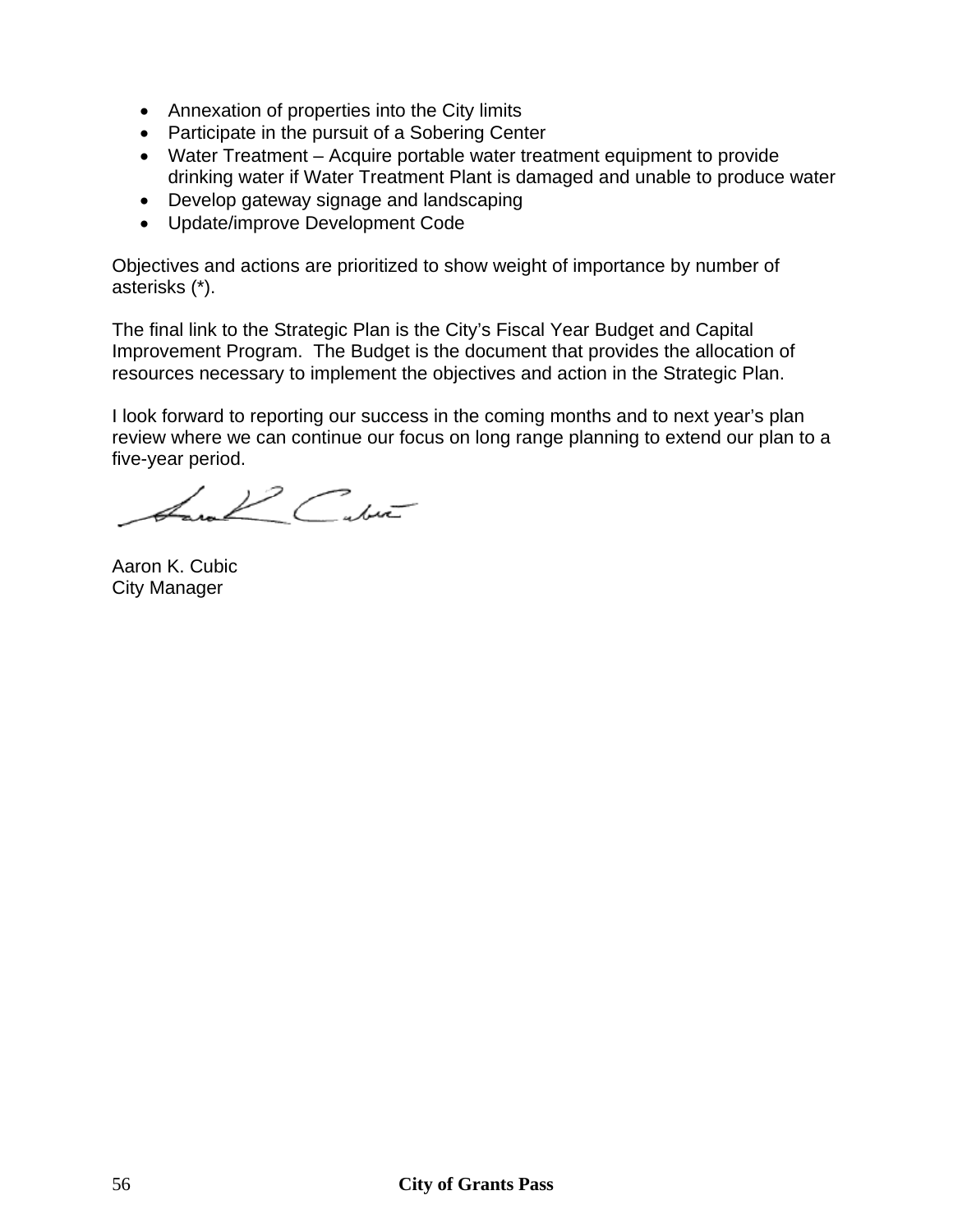- Annexation of properties into the City limits
- Participate in the pursuit of a Sobering Center
- Water Treatment – Acquire portable water treatment equipment to provide drinking water if Water Treatment Plant is damaged and unable to produce water
- Develop gateway signage and landscaping
- Update/improve Development Code

Objectives and actions are prioritized to show weight of importance by number of asterisks (*).

The final link to the Strategic Plan is the City's Fiscal Year Budget and Capital Improvement Program. The Budget is the document that provides the allocation of resources necessary to implement the objectives and action in the Strategic Plan.

I look forward to reporting our success in the coming months and to next year's plan review where we can continue our focus on long range planning to extend our plan to a five-year period.

Aaron K. Cubic
City Manager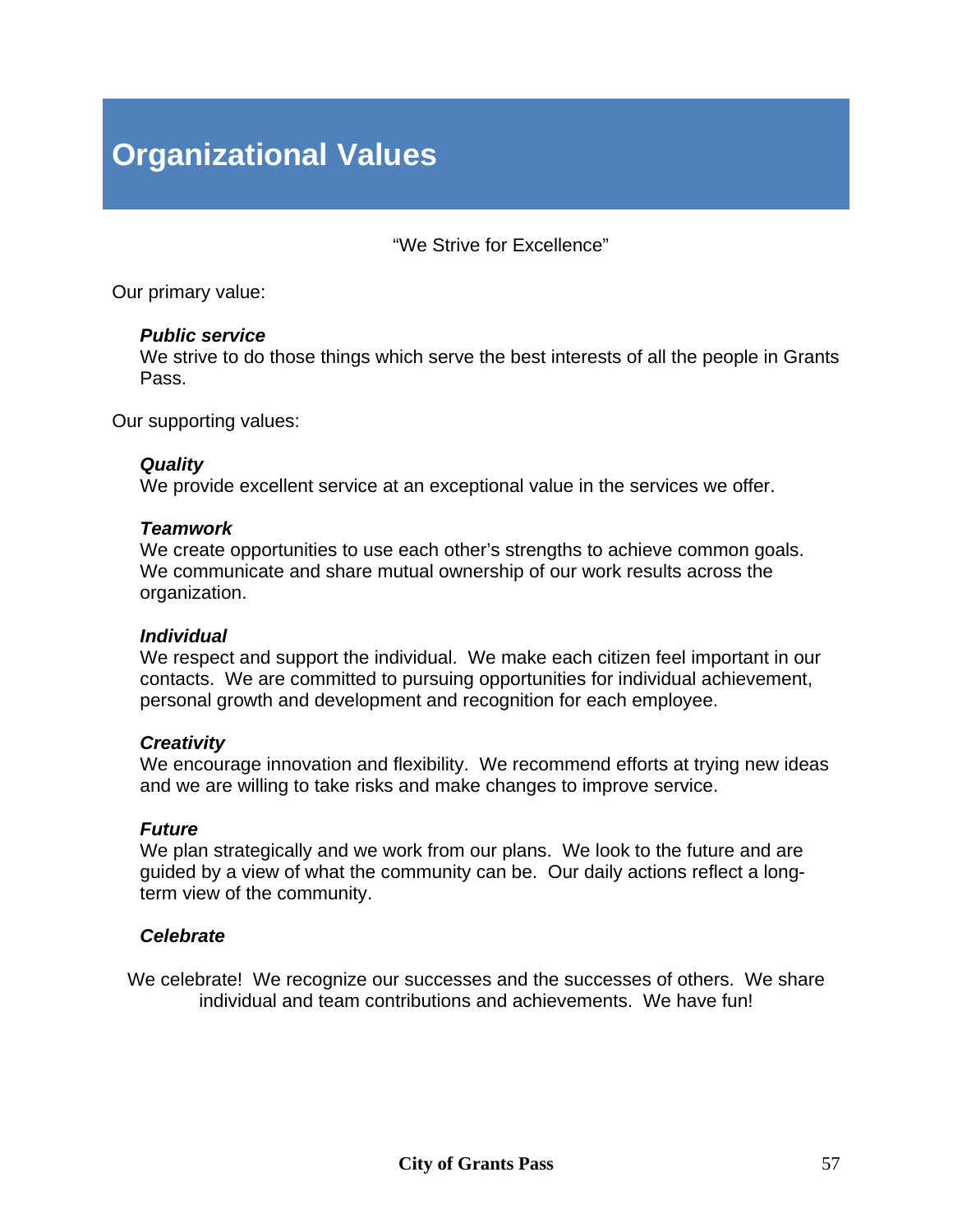# Organizational Values

"We Strive for Excellence"

Our primary value:

***Public service***
We strive to do those things which serve the best interests of all the people in Grants Pass.

Our supporting values:

***Quality***
We provide excellent service at an exceptional value in the services we offer.

***Teamwork***
We create opportunities to use each other's strengths to achieve common goals. We communicate and share mutual ownership of our work results across the organization.

***Individual***
We respect and support the individual. We make each citizen feel important in our contacts. We are committed to pursuing opportunities for individual achievement, personal growth and development and recognition for each employee.

***Creativity***
We encourage innovation and flexibility. We recommend efforts at trying new ideas and we are willing to take risks and make changes to improve service.

***Future***
We plan strategically and we work from our plans. We look to the future and are guided by a view of what the community can be. Our daily actions reflect a long-term view of the community.

***Celebrate***

We celebrate! We recognize our successes and the successes of others. We share individual and team contributions and achievements. We have fun!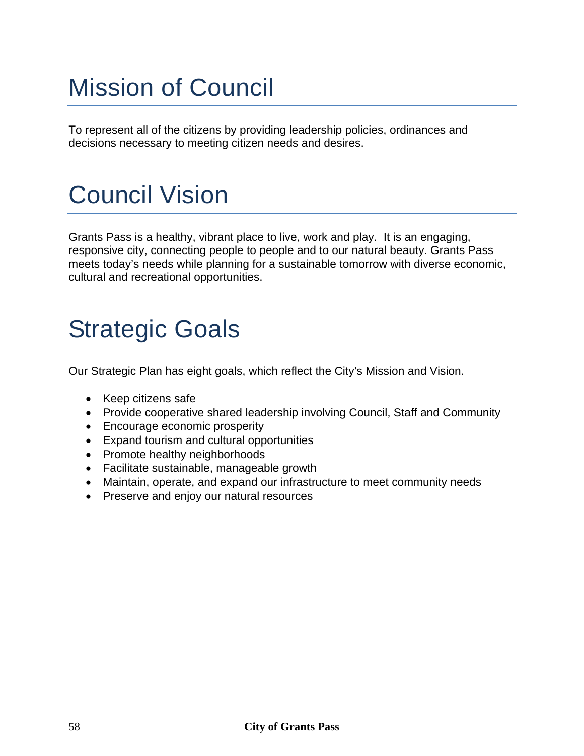# Mission of Council

To represent all of the citizens by providing leadership policies, ordinances and decisions necessary to meeting citizen needs and desires.

# Council Vision

Grants Pass is a healthy, vibrant place to live, work and play. It is an engaging, responsive city, connecting people to people and to our natural beauty. Grants Pass meets today's needs while planning for a sustainable tomorrow with diverse economic, cultural and recreational opportunities.

# Strategic Goals

Our Strategic Plan has eight goals, which reflect the City's Mission and Vision.

- Keep citizens safe
- Provide cooperative shared leadership involving Council, Staff and Community
- Encourage economic prosperity
- Expand tourism and cultural opportunities
- Promote healthy neighborhoods
- Facilitate sustainable, manageable growth
- Maintain, operate, and expand our infrastructure to meet community needs
- Preserve and enjoy our natural resources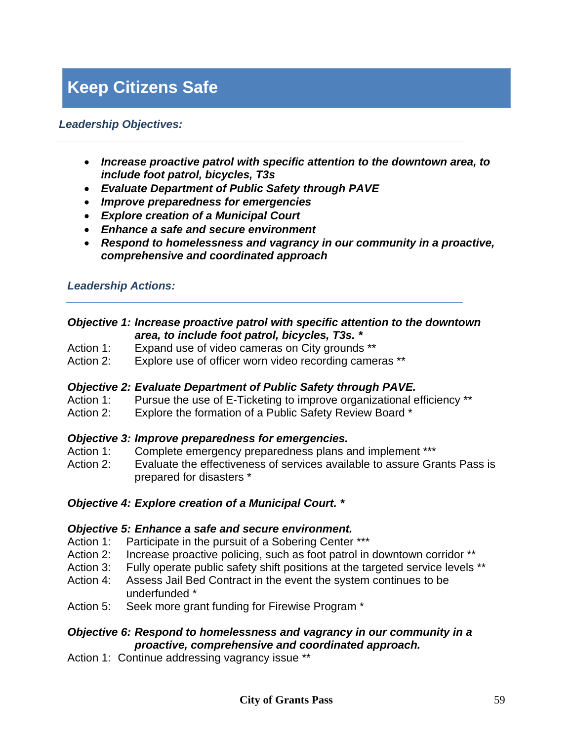# Keep Citizens Safe

***Leadership Objectives:***

- ***Increase proactive patrol with specific attention to the downtown area, to include foot patrol, bicycles, T3s***
- ***Evaluate Department of Public Safety through PAVE***
- ***Improve preparedness for emergencies***
- ***Explore creation of a Municipal Court***
- ***Enhance a safe and secure environment***
- ***Respond to homelessness and vagrancy in our community in a proactive, comprehensive and coordinated approach***

***Leadership Actions:***

***Objective 1: Increase proactive patrol with specific attention to the downtown area, to include foot patrol, bicycles, T3s. ****

Action 1: Expand use of video cameras on City grounds **
Action 2: Explore use of officer worn video recording cameras **

***Objective 2: Evaluate Department of Public Safety through PAVE.***

Action 1: Pursue the use of E-Ticketing to improve organizational efficiency **
Action 2: Explore the formation of a Public Safety Review Board *

***Objective 3: Improve preparedness for emergencies.***

Action 1: Complete emergency preparedness plans and implement ***
Action 2: Evaluate the effectiveness of services available to assure Grants Pass is prepared for disasters *

***Objective 4: Explore creation of a Municipal Court. ****

***Objective 5: Enhance a safe and secure environment.***

Action 1: Participate in the pursuit of a Sobering Center ***
Action 2: Increase proactive policing, such as foot patrol in downtown corridor **
Action 3: Fully operate public safety shift positions at the targeted service levels **
Action 4: Assess Jail Bed Contract in the event the system continues to be underfunded *
Action 5: Seek more grant funding for Firewise Program *

***Objective 6: Respond to homelessness and vagrancy in our community in a proactive, comprehensive and coordinated approach.***

Action 1: Continue addressing vagrancy issue **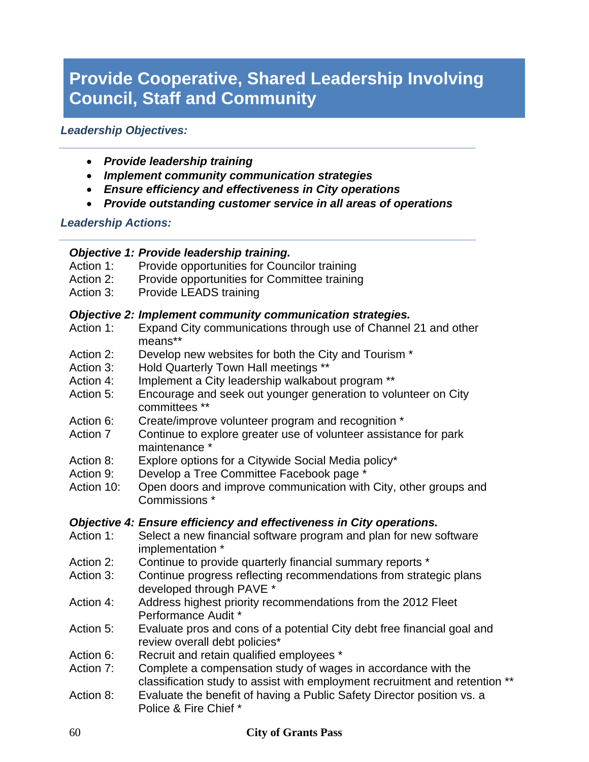# Provide Cooperative, Shared Leadership Involving Council, Staff and Community

***Leadership Objectives:***

- ***Provide leadership training***
- ***Implement community communication strategies***
- ***Ensure efficiency and effectiveness in City operations***
- ***Provide outstanding customer service in all areas of operations***

***Leadership Actions:***

***Objective 1: Provide leadership training.***

Action 1: Provide opportunities for Councilor training
Action 2: Provide opportunities for Committee training
Action 3: Provide LEADS training

***Objective 2: Implement community communication strategies.***

Action 1: Expand City communications through use of Channel 21 and other means**
Action 2: Develop new websites for both the City and Tourism *
Action 3: Hold Quarterly Town Hall meetings **
Action 4: Implement a City leadership walkabout program **
Action 5: Encourage and seek out younger generation to volunteer on City committees **
Action 6: Create/improve volunteer program and recognition *
Action 7 Continue to explore greater use of volunteer assistance for park maintenance *
Action 8: Explore options for a Citywide Social Media policy*
Action 9: Develop a Tree Committee Facebook page *
Action 10: Open doors and improve communication with City, other groups and Commissions *

***Objective 4: Ensure efficiency and effectiveness in City operations.***

Action 1: Select a new financial software program and plan for new software implementation *
Action 2: Continue to provide quarterly financial summary reports *
Action 3: Continue progress reflecting recommendations from strategic plans developed through PAVE *
Action 4: Address highest priority recommendations from the 2012 Fleet Performance Audit *
Action 5: Evaluate pros and cons of a potential City debt free financial goal and review overall debt policies*
Action 6: Recruit and retain qualified employees *
Action 7: Complete a compensation study of wages in accordance with the classification study to assist with employment recruitment and retention **
Action 8: Evaluate the benefit of having a Public Safety Director position vs. a Police & Fire Chief *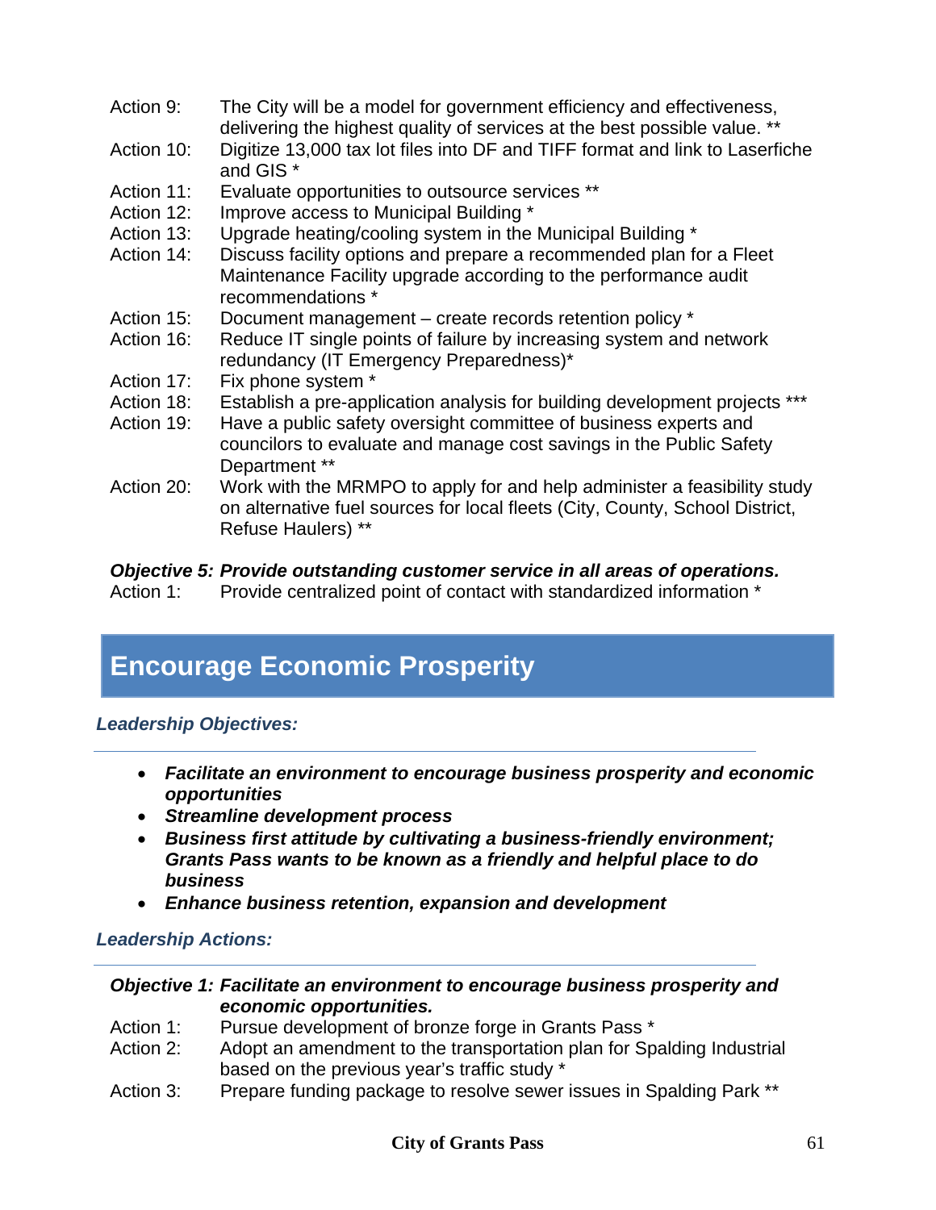Action 9: The City will be a model for government efficiency and effectiveness, delivering the highest quality of services at the best possible value. **

Action 10: Digitize 13,000 tax lot files into DF and TIFF format and link to Laserfiche and GIS *

Action 11: Evaluate opportunities to outsource services **

Action 12: Improve access to Municipal Building *

Action 13: Upgrade heating/cooling system in the Municipal Building *

Action 14: Discuss facility options and prepare a recommended plan for a Fleet Maintenance Facility upgrade according to the performance audit recommendations *

Action 15: Document management – create records retention policy *

Action 16: Reduce IT single points of failure by increasing system and network redundancy (IT Emergency Preparedness)*

Action 17: Fix phone system *

Action 18: Establish a pre-application analysis for building development projects ***

Action 19: Have a public safety oversight committee of business experts and councilors to evaluate and manage cost savings in the Public Safety Department **

Action 20: Work with the MRMPO to apply for and help administer a feasibility study on alternative fuel sources for local fleets (City, County, School District, Refuse Haulers) **

***Objective 5: Provide outstanding customer service in all areas of operations.***

Action 1: Provide centralized point of contact with standardized information *

## Encourage Economic Prosperity

***Leadership Objectives:***

- ***Facilitate an environment to encourage business prosperity and economic opportunities***
- ***Streamline development process***
- ***Business first attitude by cultivating a business-friendly environment; Grants Pass wants to be known as a friendly and helpful place to do business***
- ***Enhance business retention, expansion and development***

***Leadership Actions:***

***Objective 1: Facilitate an environment to encourage business prosperity and economic opportunities.***

Action 1: Pursue development of bronze forge in Grants Pass *

Action 2: Adopt an amendment to the transportation plan for Spalding Industrial based on the previous year's traffic study *

Action 3: Prepare funding package to resolve sewer issues in Spalding Park **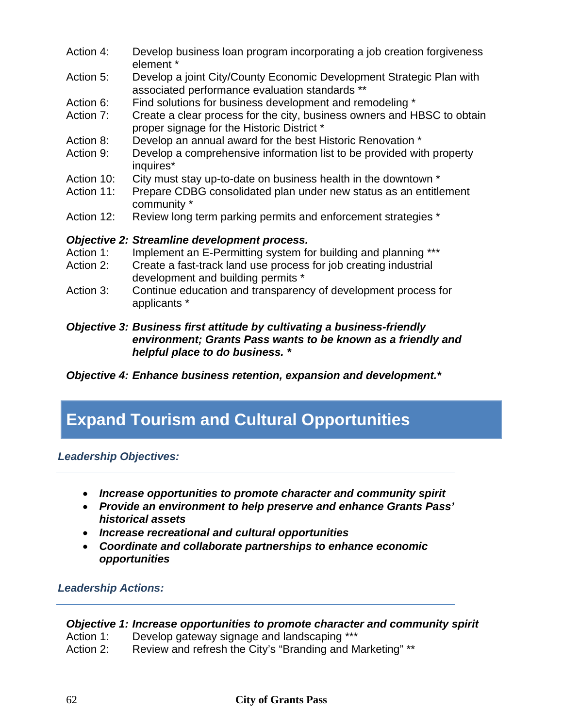Action 4: Develop business loan program incorporating a job creation forgiveness element *

Action 5: Develop a joint City/County Economic Development Strategic Plan with associated performance evaluation standards **

Action 6: Find solutions for business development and remodeling *

Action 7: Create a clear process for the city, business owners and HBSC to obtain proper signage for the Historic District *

Action 8: Develop an annual award for the best Historic Renovation *

Action 9: Develop a comprehensive information list to be provided with property inquires*

Action 10: City must stay up-to-date on business health in the downtown *

Action 11: Prepare CDBG consolidated plan under new status as an entitlement community *

Action 12: Review long term parking permits and enforcement strategies *

***Objective 2: Streamline development process.***

Action 1: Implement an E-Permitting system for building and planning ***

Action 2: Create a fast-track land use process for job creating industrial development and building permits *

Action 3: Continue education and transparency of development process for applicants *

***Objective 3: Business first attitude by cultivating a business-friendly environment; Grants Pass wants to be known as a friendly and helpful place to do business. ****

***Objective 4: Enhance business retention, expansion and development.****

## Expand Tourism and Cultural Opportunities

***Leadership Objectives:***

- ***Increase opportunities to promote character and community spirit***
- ***Provide an environment to help preserve and enhance Grants Pass' historical assets***
- ***Increase recreational and cultural opportunities***
- ***Coordinate and collaborate partnerships to enhance economic opportunities***

***Leadership Actions:***

***Objective 1: Increase opportunities to promote character and community spirit***

Action 1: Develop gateway signage and landscaping ***

Action 2: Review and refresh the City's "Branding and Marketing" **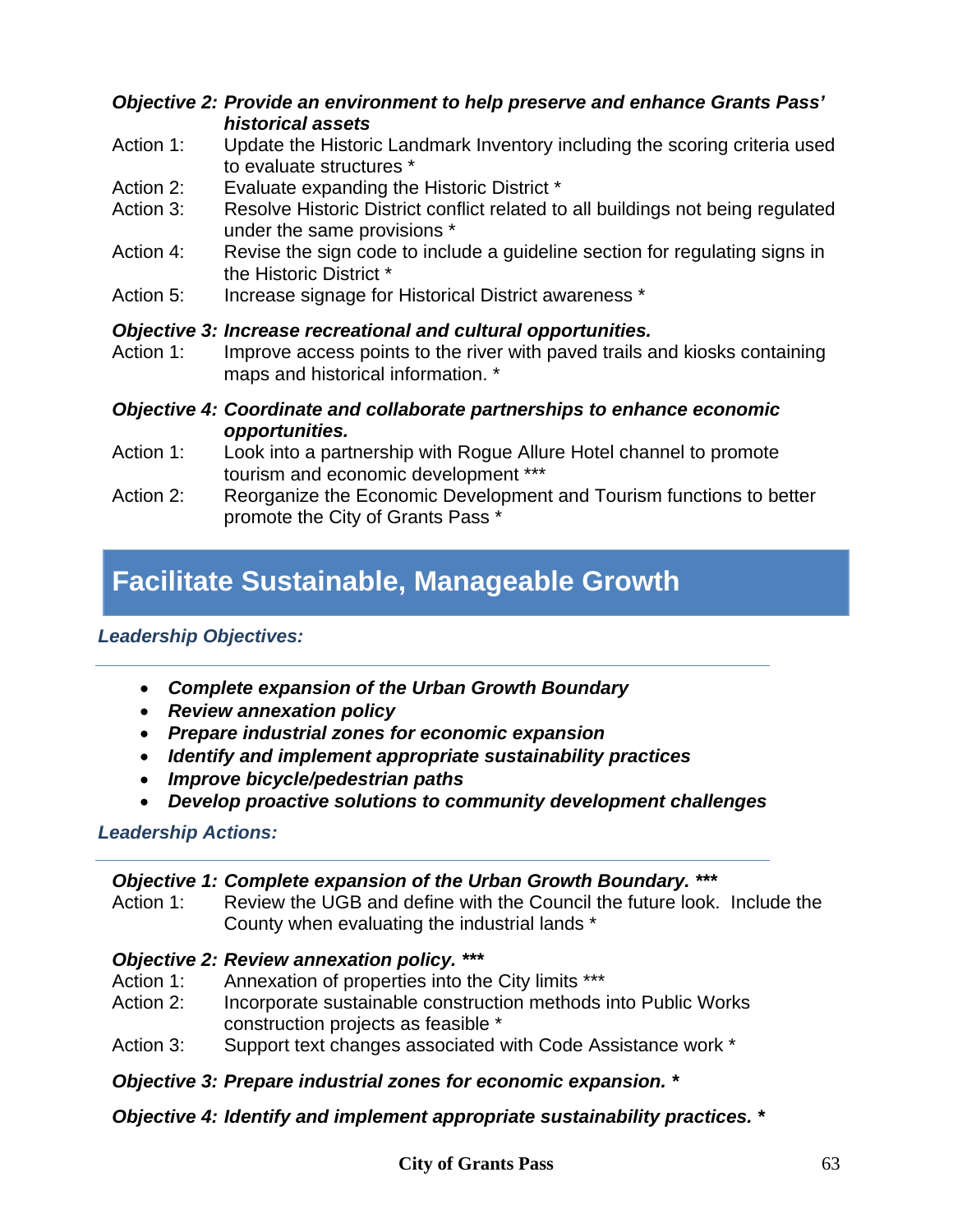**_Objective 2: Provide an environment to help preserve and enhance Grants Pass' historical assets_**

Action 1: Update the Historic Landmark Inventory including the scoring criteria used to evaluate structures *

Action 2: Evaluate expanding the Historic District *

Action 3: Resolve Historic District conflict related to all buildings not being regulated under the same provisions *

Action 4: Revise the sign code to include a guideline section for regulating signs in the Historic District *

Action 5: Increase signage for Historical District awareness *

**_Objective 3: Increase recreational and cultural opportunities._**

Action 1: Improve access points to the river with paved trails and kiosks containing maps and historical information. *

**_Objective 4: Coordinate and collaborate partnerships to enhance economic opportunities._**

Action 1: Look into a partnership with Rogue Allure Hotel channel to promote tourism and economic development ***

Action 2: Reorganize the Economic Development and Tourism functions to better promote the City of Grants Pass *

## Facilitate Sustainable, Manageable Growth

**_Leadership Objectives:_**

- **_Complete expansion of the Urban Growth Boundary_**
- **_Review annexation policy_**
- **_Prepare industrial zones for economic expansion_**
- **_Identify and implement appropriate sustainability practices_**
- **_Improve bicycle/pedestrian paths_**
- **_Develop proactive solutions to community development challenges_**

**_Leadership Actions:_**

**_Objective 1: Complete expansion of the Urban Growth Boundary. ***_**

Action 1: Review the UGB and define with the Council the future look. Include the County when evaluating the industrial lands *

**_Objective 2: Review annexation policy. ***_**

Action 1: Annexation of properties into the City limits ***

Action 2: Incorporate sustainable construction methods into Public Works construction projects as feasible *

Action 3: Support text changes associated with Code Assistance work *

**_Objective 3: Prepare industrial zones for economic expansion. *_**

**_Objective 4: Identify and implement appropriate sustainability practices. *_**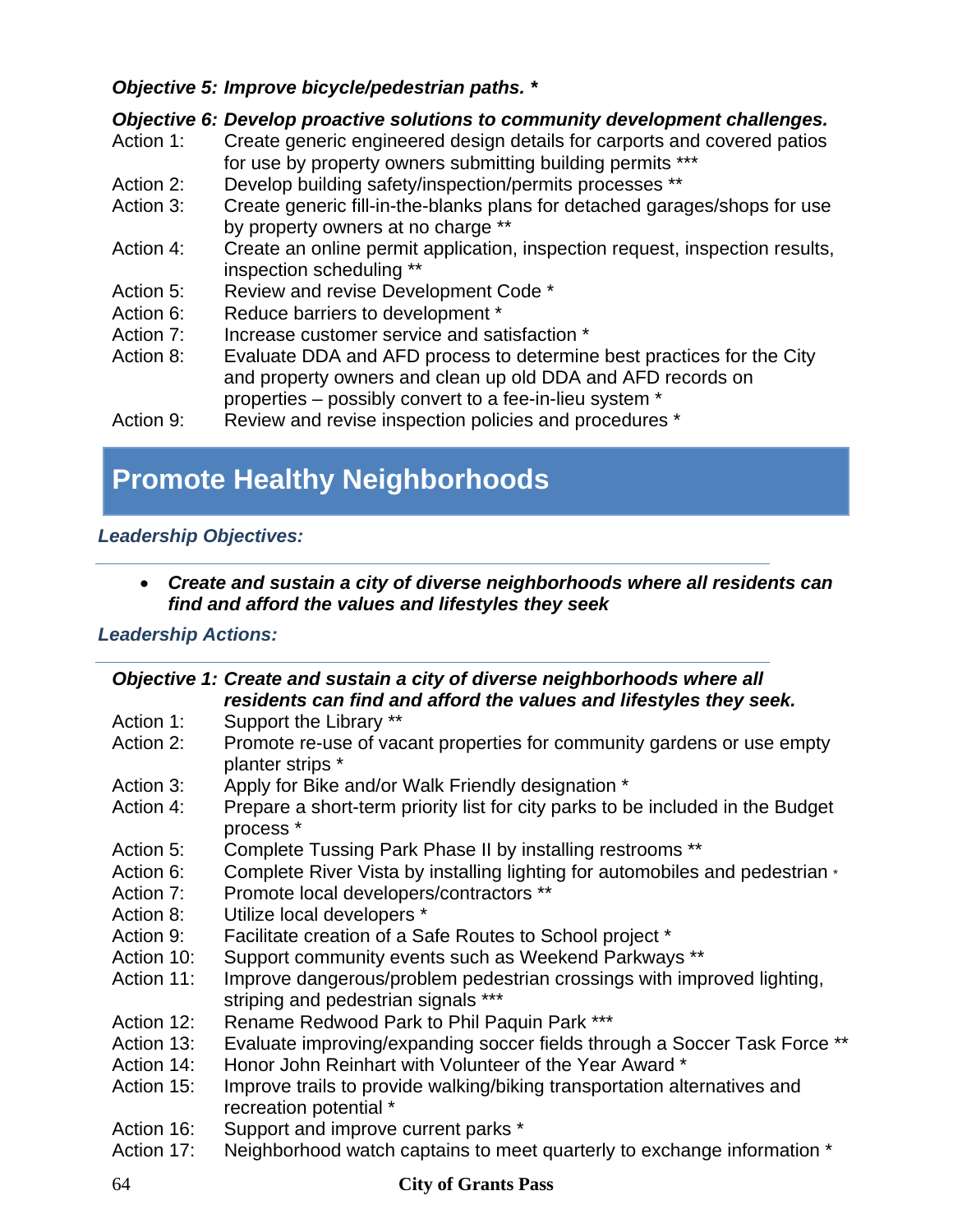***Objective 5: Improve bicycle/pedestrian paths. ****

***Objective 6: Develop proactive solutions to community development challenges.***

Action 1: Create generic engineered design details for carports and covered patios for use by property owners submitting building permits ***

Action 2: Develop building safety/inspection/permits processes **

Action 3: Create generic fill-in-the-blanks plans for detached garages/shops for use by property owners at no charge **

Action 4: Create an online permit application, inspection request, inspection results, inspection scheduling **

Action 5: Review and revise Development Code *

Action 6: Reduce barriers to development *

Action 7: Increase customer service and satisfaction *

Action 8: Evaluate DDA and AFD process to determine best practices for the City and property owners and clean up old DDA and AFD records on properties – possibly convert to a fee-in-lieu system *

Action 9: Review and revise inspection policies and procedures *

## Promote Healthy Neighborhoods

***Leadership Objectives:***

- ***Create and sustain a city of diverse neighborhoods where all residents can find and afford the values and lifestyles they seek***

***Leadership Actions:***

***Objective 1: Create and sustain a city of diverse neighborhoods where all residents can find and afford the values and lifestyles they seek.***

Action 1: Support the Library **

Action 2: Promote re-use of vacant properties for community gardens or use empty planter strips *

Action 3: Apply for Bike and/or Walk Friendly designation *

Action 4: Prepare a short-term priority list for city parks to be included in the Budget process *

Action 5: Complete Tussing Park Phase II by installing restrooms **

Action 6: Complete River Vista by installing lighting for automobiles and pedestrian *

Action 7: Promote local developers/contractors **

Action 8: Utilize local developers *

Action 9: Facilitate creation of a Safe Routes to School project *

Action 10: Support community events such as Weekend Parkways **

Action 11: Improve dangerous/problem pedestrian crossings with improved lighting, striping and pedestrian signals ***

Action 12: Rename Redwood Park to Phil Paquin Park ***

Action 13: Evaluate improving/expanding soccer fields through a Soccer Task Force **

Action 14: Honor John Reinhart with Volunteer of the Year Award *

Action 15: Improve trails to provide walking/biking transportation alternatives and recreation potential *

Action 16: Support and improve current parks *

Action 17: Neighborhood watch captains to meet quarterly to exchange information *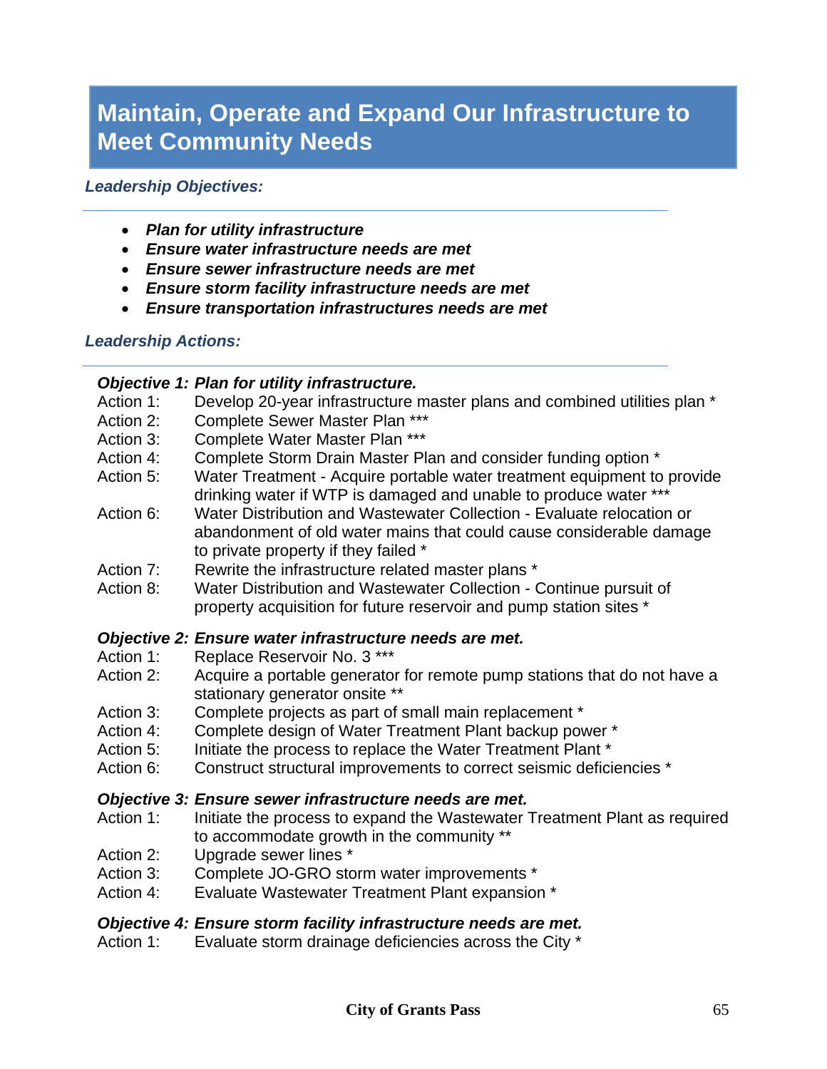# Maintain, Operate and Expand Our Infrastructure to Meet Community Needs

***Leadership Objectives:***

- ***Plan for utility infrastructure***
- ***Ensure water infrastructure needs are met***
- ***Ensure sewer infrastructure needs are met***
- ***Ensure storm facility infrastructure needs are met***
- ***Ensure transportation infrastructures needs are met***

***Leadership Actions:***

***Objective 1: Plan for utility infrastructure.***

Action 1: Develop 20-year infrastructure master plans and combined utilities plan *

Action 2: Complete Sewer Master Plan ***

Action 3: Complete Water Master Plan ***

Action 4: Complete Storm Drain Master Plan and consider funding option *

Action 5: Water Treatment - Acquire portable water treatment equipment to provide drinking water if WTP is damaged and unable to produce water ***

Action 6: Water Distribution and Wastewater Collection - Evaluate relocation or abandonment of old water mains that could cause considerable damage to private property if they failed *

Action 7: Rewrite the infrastructure related master plans *

Action 8: Water Distribution and Wastewater Collection - Continue pursuit of property acquisition for future reservoir and pump station sites *

***Objective 2: Ensure water infrastructure needs are met.***

Action 1: Replace Reservoir No. 3 ***

Action 2: Acquire a portable generator for remote pump stations that do not have a stationary generator onsite **

Action 3: Complete projects as part of small main replacement *

Action 4: Complete design of Water Treatment Plant backup power *

Action 5: Initiate the process to replace the Water Treatment Plant *

Action 6: Construct structural improvements to correct seismic deficiencies *

***Objective 3: Ensure sewer infrastructure needs are met.***

Action 1: Initiate the process to expand the Wastewater Treatment Plant as required to accommodate growth in the community **

Action 2: Upgrade sewer lines *

Action 3: Complete JO-GRO storm water improvements *

Action 4: Evaluate Wastewater Treatment Plant expansion *

***Objective 4: Ensure storm facility infrastructure needs are met.***

Action 1: Evaluate storm drainage deficiencies across the City *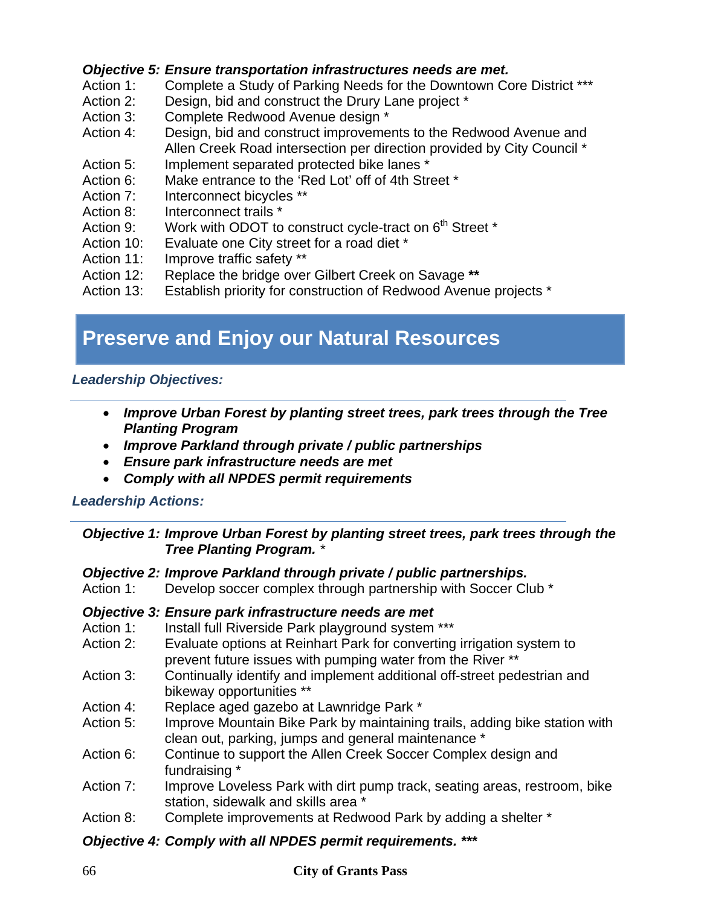***Objective 5: Ensure transportation infrastructures needs are met.***

Action 1: Complete a Study of Parking Needs for the Downtown Core District ***
Action 2: Design, bid and construct the Drury Lane project *
Action 3: Complete Redwood Avenue design *
Action 4: Design, bid and construct improvements to the Redwood Avenue and Allen Creek Road intersection per direction provided by City Council *
Action 5: Implement separated protected bike lanes *
Action 6: Make entrance to the 'Red Lot' off of 4th Street *
Action 7: Interconnect bicycles **
Action 8: Interconnect trails *
Action 9: Work with ODOT to construct cycle-tract on 6th Street *
Action 10: Evaluate one City street for a road diet *
Action 11: Improve traffic safety **
Action 12: Replace the bridge over Gilbert Creek on Savage **
Action 13: Establish priority for construction of Redwood Avenue projects *

## Preserve and Enjoy our Natural Resources

***Leadership Objectives:***

- ***Improve Urban Forest by planting street trees, park trees through the Tree Planting Program***
- ***Improve Parkland through private / public partnerships***
- ***Ensure park infrastructure needs are met***
- ***Comply with all NPDES permit requirements***

***Leadership Actions:***

***Objective 1: Improve Urban Forest by planting street trees, park trees through the Tree Planting Program.*** *

***Objective 2: Improve Parkland through private / public partnerships.***

Action 1: Develop soccer complex through partnership with Soccer Club *

***Objective 3: Ensure park infrastructure needs are met***

Action 1: Install full Riverside Park playground system ***
Action 2: Evaluate options at Reinhart Park for converting irrigation system to prevent future issues with pumping water from the River **
Action 3: Continually identify and implement additional off-street pedestrian and bikeway opportunities **
Action 4: Replace aged gazebo at Lawnridge Park *
Action 5: Improve Mountain Bike Park by maintaining trails, adding bike station with clean out, parking, jumps and general maintenance *
Action 6: Continue to support the Allen Creek Soccer Complex design and fundraising *
Action 7: Improve Loveless Park with dirt pump track, seating areas, restroom, bike station, sidewalk and skills area *
Action 8: Complete improvements at Redwood Park by adding a shelter *

***Objective 4: Comply with all NPDES permit requirements. ****